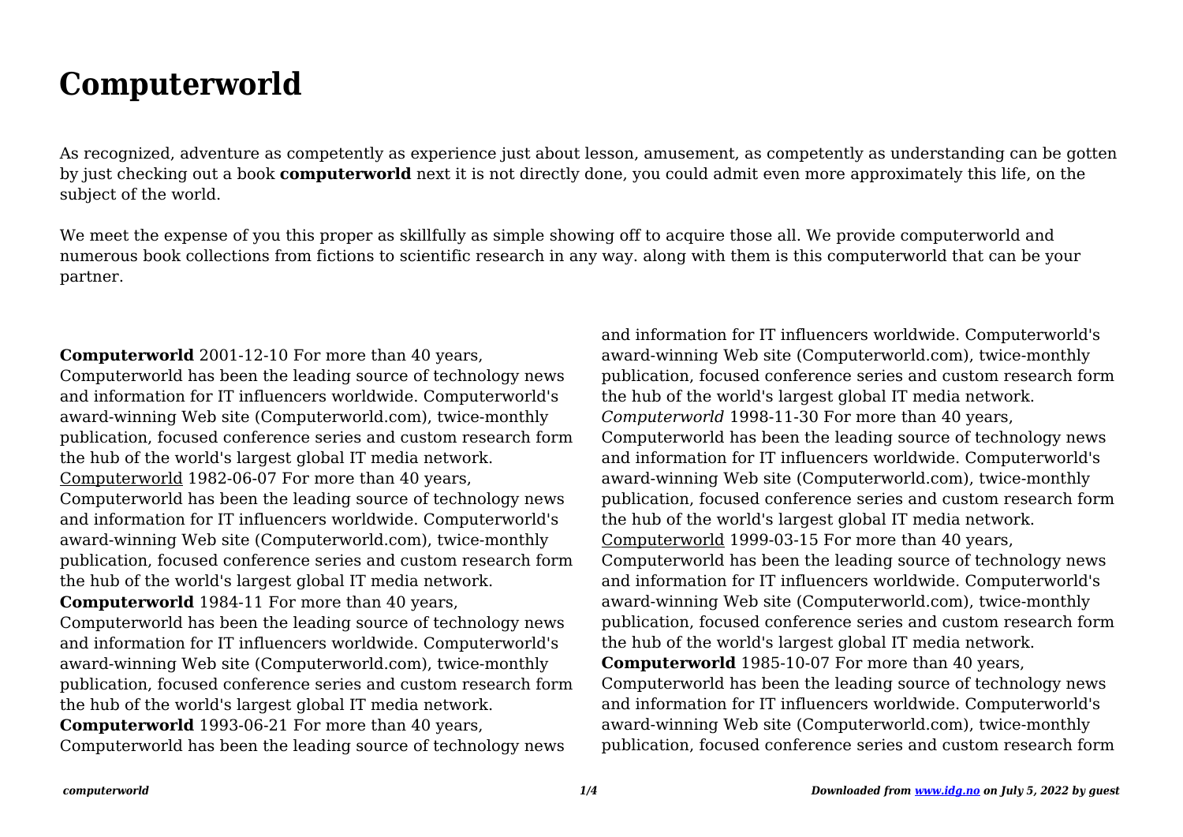# Computerworld

As recognized, adventure as competently as experience just about lesson, amusement, as competently as understanding can be gotten by just checking out a book **computerworld** next it is not directly done, you could admit even more approximately this life, on the subject of the world.

We meet the expense of you this proper as skillfully as simple showing off to acquire those all. We provide computerworld and numerous book collections from fictions to scientific research in any way. along with them is this computerworld that can be your partner.

**Computerworld** 2001-12-10 For more than 40 years, Computerworld has been the leading source of technology news and information for IT influencers worldwide. Computerworld's award-winning Web site (Computerworld.com), twice-monthly publication, focused conference series and custom research form the hub of the world's largest global IT media network.

Computerworld 1982-06-07 For more than 40 years, Computerworld has been the leading source of technology news and information for IT influencers worldwide. Computerworld's award-winning Web site (Computerworld.com), twice-monthly publication, focused conference series and custom research form the hub of the world's largest global IT media network.

**Computerworld** 1984-11 For more than 40 years, Computerworld has been the leading source of technology news and information for IT influencers worldwide. Computerworld's award-winning Web site (Computerworld.com), twice-monthly publication, focused conference series and custom research form the hub of the world's largest global IT media network.

**Computerworld** 1993-06-21 For more than 40 years, Computerworld has been the leading source of technology news and information for IT influencers worldwide. Computerworld's award-winning Web site (Computerworld.com), twice-monthly publication, focused conference series and custom research form the hub of the world's largest global IT media network.

*Computerworld* 1998-11-30 For more than 40 years, Computerworld has been the leading source of technology news and information for IT influencers worldwide. Computerworld's award-winning Web site (Computerworld.com), twice-monthly publication, focused conference series and custom research form the hub of the world's largest global IT media network.

Computerworld 1999-03-15 For more than 40 years, Computerworld has been the leading source of technology news and information for IT influencers worldwide. Computerworld's award-winning Web site (Computerworld.com), twice-monthly publication, focused conference series and custom research form the hub of the world's largest global IT media network.

**Computerworld** 1985-10-07 For more than 40 years, Computerworld has been the leading source of technology news and information for IT influencers worldwide. Computerworld's award-winning Web site (Computerworld.com), twice-monthly publication, focused conference series and custom research form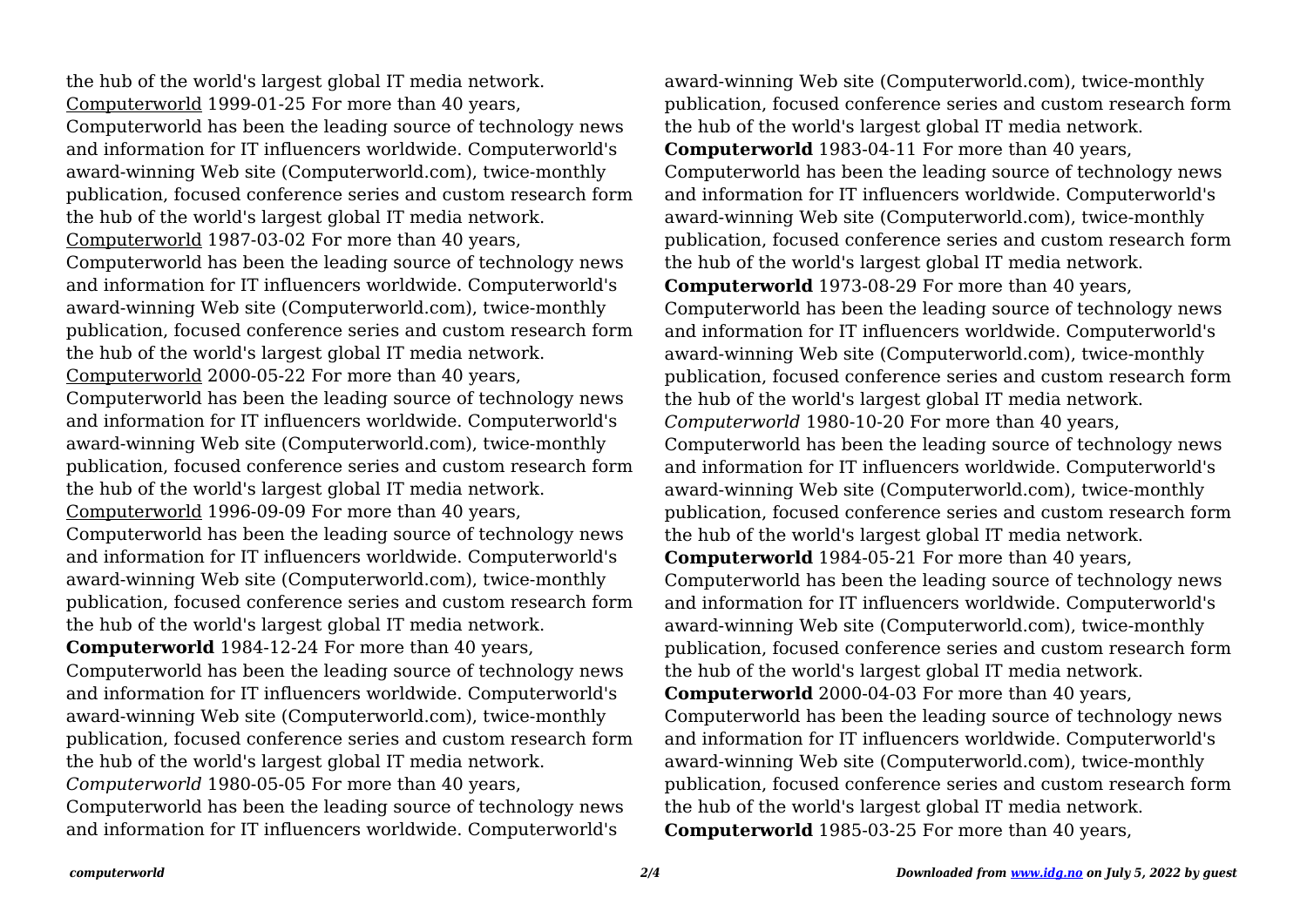the hub of the world's largest global IT media network.

Computerworld 1999-01-25 For more than 40 years, Computerworld has been the leading source of technology news and information for IT influencers worldwide. Computerworld's award-winning Web site (Computerworld.com), twice-monthly publication, focused conference series and custom research form the hub of the world's largest global IT media network.

Computerworld 1987-03-02 For more than 40 years, Computerworld has been the leading source of technology news and information for IT influencers worldwide. Computerworld's award-winning Web site (Computerworld.com), twice-monthly publication, focused conference series and custom research form the hub of the world's largest global IT media network.

Computerworld 2000-05-22 For more than 40 years, Computerworld has been the leading source of technology news and information for IT influencers worldwide. Computerworld's award-winning Web site (Computerworld.com), twice-monthly publication, focused conference series and custom research form the hub of the world's largest global IT media network.

Computerworld 1996-09-09 For more than 40 years, Computerworld has been the leading source of technology news and information for IT influencers worldwide. Computerworld's award-winning Web site (Computerworld.com), twice-monthly publication, focused conference series and custom research form the hub of the world's largest global IT media network.

**Computerworld** 1984-12-24 For more than 40 years, Computerworld has been the leading source of technology news and information for IT influencers worldwide. Computerworld's award-winning Web site (Computerworld.com), twice-monthly publication, focused conference series and custom research form the hub of the world's largest global IT media network.

*Computerworld* 1980-05-05 For more than 40 years, Computerworld has been the leading source of technology news and information for IT influencers worldwide. Computerworld's award-winning Web site (Computerworld.com), twice-monthly publication, focused conference series and custom research form the hub of the world's largest global IT media network.

**Computerworld** 1983-04-11 For more than 40 years, Computerworld has been the leading source of technology news and information for IT influencers worldwide. Computerworld's award-winning Web site (Computerworld.com), twice-monthly publication, focused conference series and custom research form the hub of the world's largest global IT media network.

**Computerworld** 1973-08-29 For more than 40 years, Computerworld has been the leading source of technology news and information for IT influencers worldwide. Computerworld's award-winning Web site (Computerworld.com), twice-monthly publication, focused conference series and custom research form the hub of the world's largest global IT media network.

*Computerworld* 1980-10-20 For more than 40 years, Computerworld has been the leading source of technology news and information for IT influencers worldwide. Computerworld's award-winning Web site (Computerworld.com), twice-monthly publication, focused conference series and custom research form the hub of the world's largest global IT media network.

**Computerworld** 1984-05-21 For more than 40 years, Computerworld has been the leading source of technology news and information for IT influencers worldwide. Computerworld's award-winning Web site (Computerworld.com), twice-monthly publication, focused conference series and custom research form the hub of the world's largest global IT media network.

**Computerworld** 2000-04-03 For more than 40 years, Computerworld has been the leading source of technology news and information for IT influencers worldwide. Computerworld's award-winning Web site (Computerworld.com), twice-monthly publication, focused conference series and custom research form the hub of the world's largest global IT media network.

**Computerworld** 1985-03-25 For more than 40 years,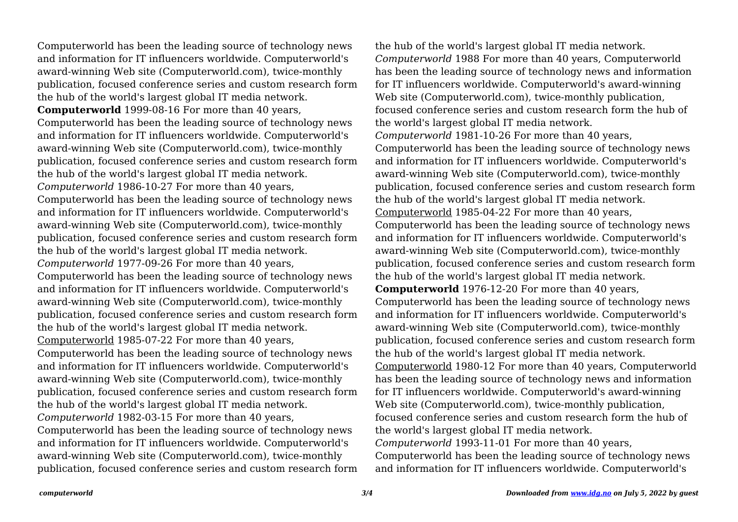Computerworld has been the leading source of technology news and information for IT influencers worldwide. Computerworld's award-winning Web site (Computerworld.com), twice-monthly publication, focused conference series and custom research form the hub of the world's largest global IT media network.

**Computerworld** 1999-08-16 For more than 40 years, Computerworld has been the leading source of technology news and information for IT influencers worldwide. Computerworld's award-winning Web site (Computerworld.com), twice-monthly publication, focused conference series and custom research form the hub of the world's largest global IT media network.

*Computerworld* 1986-10-27 For more than 40 years, Computerworld has been the leading source of technology news and information for IT influencers worldwide. Computerworld's award-winning Web site (Computerworld.com), twice-monthly publication, focused conference series and custom research form the hub of the world's largest global IT media network.

*Computerworld* 1977-09-26 For more than 40 years, Computerworld has been the leading source of technology news and information for IT influencers worldwide. Computerworld's award-winning Web site (Computerworld.com), twice-monthly publication, focused conference series and custom research form the hub of the world's largest global IT media network.

Computerworld 1985-07-22 For more than 40 years, Computerworld has been the leading source of technology news and information for IT influencers worldwide. Computerworld's award-winning Web site (Computerworld.com), twice-monthly publication, focused conference series and custom research form the hub of the world's largest global IT media network.

*Computerworld* 1982-03-15 For more than 40 years, Computerworld has been the leading source of technology news and information for IT influencers worldwide. Computerworld's award-winning Web site (Computerworld.com), twice-monthly publication, focused conference series and custom research form the hub of the world's largest global IT media network.

*Computerworld* 1988 For more than 40 years, Computerworld has been the leading source of technology news and information for IT influencers worldwide. Computerworld's award-winning Web site (Computerworld.com), twice-monthly publication, focused conference series and custom research form the hub of the world's largest global IT media network.

*Computerworld* 1981-10-26 For more than 40 years, Computerworld has been the leading source of technology news and information for IT influencers worldwide. Computerworld's award-winning Web site (Computerworld.com), twice-monthly publication, focused conference series and custom research form the hub of the world's largest global IT media network.

Computerworld 1985-04-22 For more than 40 years, Computerworld has been the leading source of technology news and information for IT influencers worldwide. Computerworld's award-winning Web site (Computerworld.com), twice-monthly publication, focused conference series and custom research form the hub of the world's largest global IT media network.

**Computerworld** 1976-12-20 For more than 40 years, Computerworld has been the leading source of technology news and information for IT influencers worldwide. Computerworld's award-winning Web site (Computerworld.com), twice-monthly publication, focused conference series and custom research form the hub of the world's largest global IT media network.

Computerworld 1980-12 For more than 40 years, Computerworld has been the leading source of technology news and information for IT influencers worldwide. Computerworld's award-winning Web site (Computerworld.com), twice-monthly publication, focused conference series and custom research form the hub of the world's largest global IT media network.

*Computerworld* 1993-11-01 For more than 40 years, Computerworld has been the leading source of technology news and information for IT influencers worldwide. Computerworld's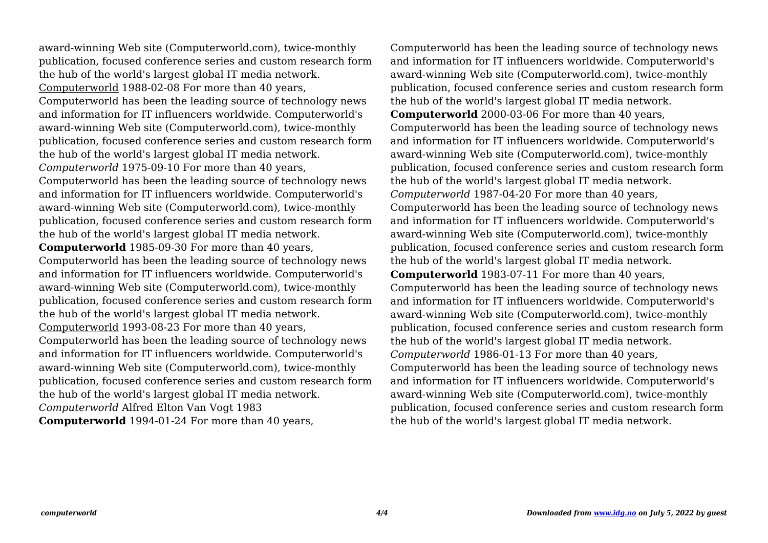award-winning Web site (Computerworld.com), twice-monthly publication, focused conference series and custom research form the hub of the world's largest global IT media network.
Computerworld 1988-02-08 For more than 40 years, Computerworld has been the leading source of technology news and information for IT influencers worldwide. Computerworld's award-winning Web site (Computerworld.com), twice-monthly publication, focused conference series and custom research form the hub of the world's largest global IT media network.
*Computerworld* 1975-09-10 For more than 40 years, Computerworld has been the leading source of technology news and information for IT influencers worldwide. Computerworld's award-winning Web site (Computerworld.com), twice-monthly publication, focused conference series and custom research form the hub of the world's largest global IT media network.
**Computerworld** 1985-09-30 For more than 40 years, Computerworld has been the leading source of technology news and information for IT influencers worldwide. Computerworld's award-winning Web site (Computerworld.com), twice-monthly publication, focused conference series and custom research form the hub of the world's largest global IT media network.
Computerworld 1993-08-23 For more than 40 years, Computerworld has been the leading source of technology news and information for IT influencers worldwide. Computerworld's award-winning Web site (Computerworld.com), twice-monthly publication, focused conference series and custom research form the hub of the world's largest global IT media network.
*Computerworld* Alfred Elton Van Vogt 1983
**Computerworld** 1994-01-24 For more than 40 years, Computerworld has been the leading source of technology news and information for IT influencers worldwide. Computerworld's award-winning Web site (Computerworld.com), twice-monthly publication, focused conference series and custom research form the hub of the world's largest global IT media network.
**Computerworld** 2000-03-06 For more than 40 years, Computerworld has been the leading source of technology news and information for IT influencers worldwide. Computerworld's award-winning Web site (Computerworld.com), twice-monthly publication, focused conference series and custom research form the hub of the world's largest global IT media network.
*Computerworld* 1987-04-20 For more than 40 years, Computerworld has been the leading source of technology news and information for IT influencers worldwide. Computerworld's award-winning Web site (Computerworld.com), twice-monthly publication, focused conference series and custom research form the hub of the world's largest global IT media network.
**Computerworld** 1983-07-11 For more than 40 years, Computerworld has been the leading source of technology news and information for IT influencers worldwide. Computerworld's award-winning Web site (Computerworld.com), twice-monthly publication, focused conference series and custom research form the hub of the world's largest global IT media network.
*Computerworld* 1986-01-13 For more than 40 years, Computerworld has been the leading source of technology news and information for IT influencers worldwide. Computerworld's award-winning Web site (Computerworld.com), twice-monthly publication, focused conference series and custom research form the hub of the world's largest global IT media network.